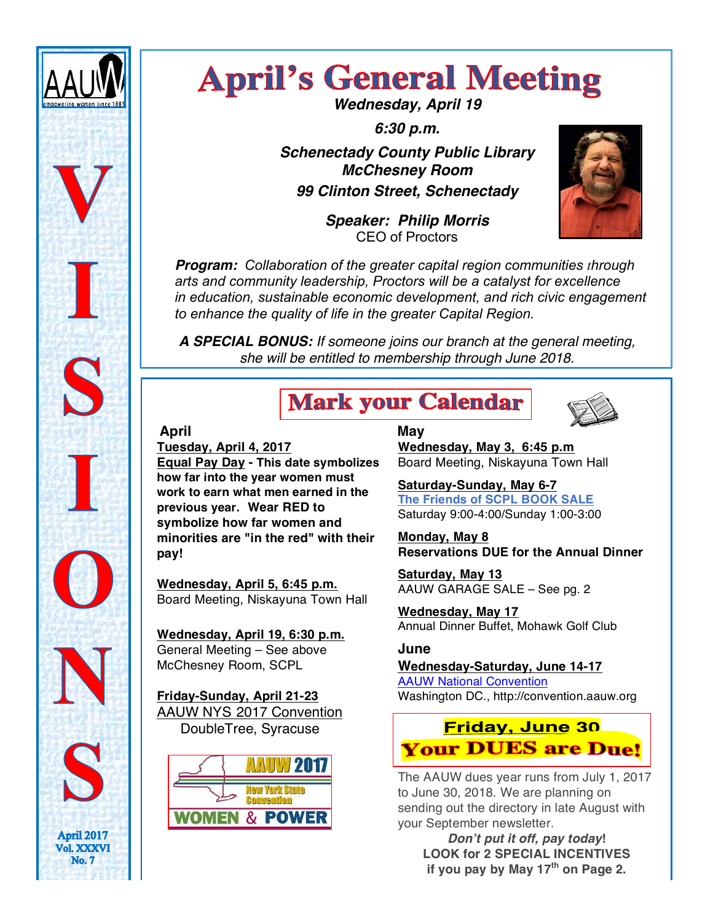AAUW
empowering women since 1881

# VISIONS

April 2017
Vol. XXXVI
No. 7

# April's General Meeting

***Wednesday, April 19***

***6:30 p.m.***

***Schenectady County Public Library***
***McChesney Room***
***99 Clinton Street, Schenectady***

***Speaker: Philip Morris***
CEO of Proctors

***Program:*** *Collaboration of the greater capital region communities through arts and community leadership, Proctors will be a catalyst for excellence in education, sustainable economic development, and rich civic engagement to enhance the quality of life in the greater Capital Region.*

***A SPECIAL BONUS:*** *If someone joins our branch at the general meeting, she will be entitled to membership through June 2018.*

## Mark your Calendar

### April

**Tuesday, April 4, 2017**
**Equal Pay Day - This date symbolizes how far into the year women must work to earn what men earned in the previous year. Wear RED to symbolize how far women and minorities are "in the red" with their pay!**

**Wednesday, April 5, 6:45 p.m.**
Board Meeting, Niskayuna Town Hall

**Wednesday, April 19, 6:30 p.m.**
General Meeting – See above
McChesney Room, SCPL

**Friday-Sunday, April 21-23**
AAUW NYS 2017 Convention
DoubleTree, Syracuse

AAUW 2017
New York State Convention
WOMEN & POWER

### May

**Wednesday, May 3, 6:45 p.m**
Board Meeting, Niskayuna Town Hall

**Saturday-Sunday, May 6-7**
**The Friends of SCPL BOOK SALE**
Saturday 9:00-4:00/Sunday 1:00-3:00

**Monday, May 8**
**Reservations DUE for the Annual Dinner**

**Saturday, May 13**
AAUW GARAGE SALE – See pg. 2

**Wednesday, May 17**
Annual Dinner Buffet, Mohawk Golf Club

### June

**Wednesday-Saturday, June 14-17**
AAUW National Convention
Washington DC., http://convention.aauw.org

**Friday, June 30**
**Your DUES are Due!**

The AAUW dues year runs from July 1, 2017 to June 30, 2018. We are planning on sending out the directory in late August with your September newsletter.

***Don't put it off, pay today!***
**LOOK for 2 SPECIAL INCENTIVES if you pay by May 17th on Page 2.**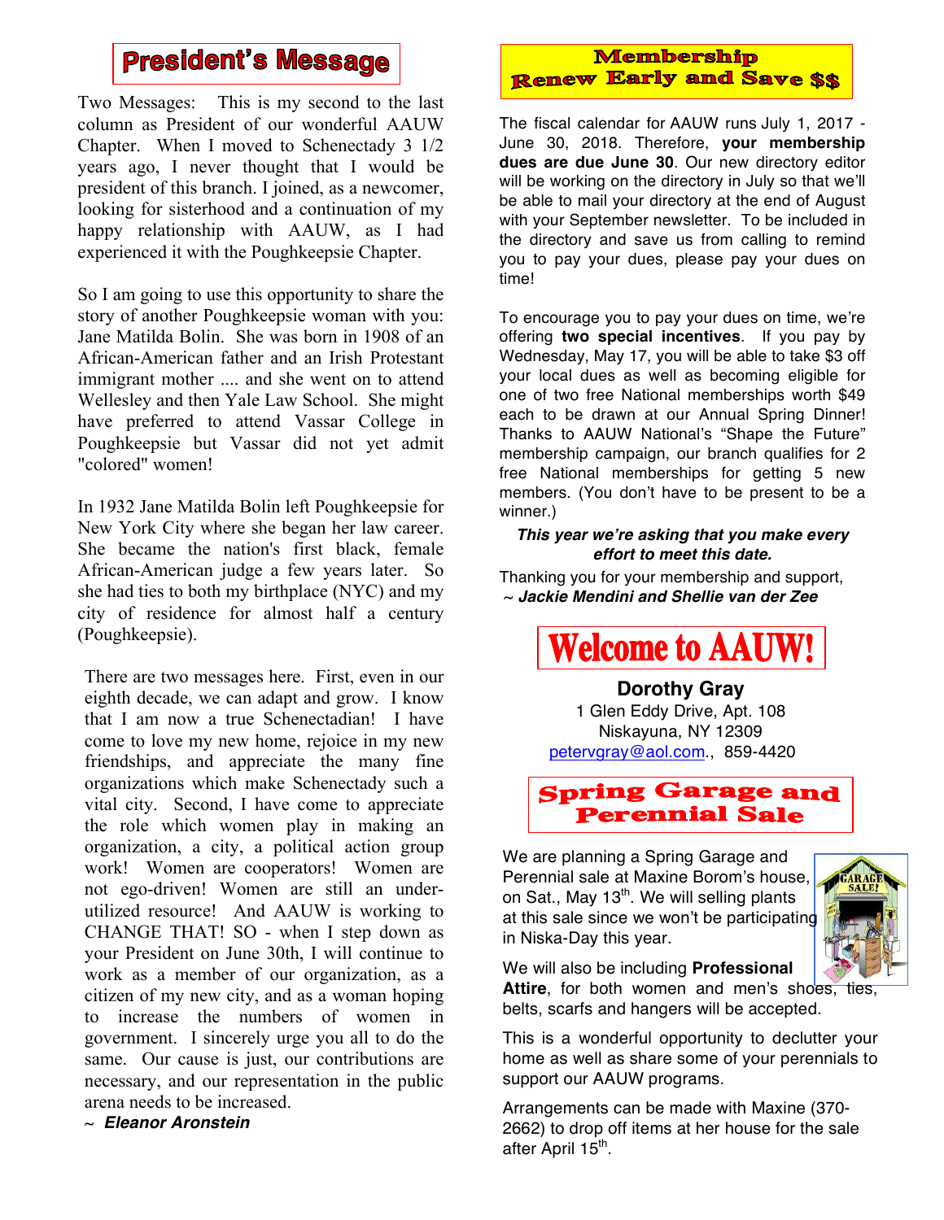## President's Message

Two Messages: This is my second to the last column as President of our wonderful AAUW Chapter. When I moved to Schenectady 3 1/2 years ago, I never thought that I would be president of this branch. I joined, as a newcomer, looking for sisterhood and a continuation of my happy relationship with AAUW, as I had experienced it with the Poughkeepsie Chapter.

So I am going to use this opportunity to share the story of another Poughkeepsie woman with you: Jane Matilda Bolin. She was born in 1908 of an African-American father and an Irish Protestant immigrant mother .... and she went on to attend Wellesley and then Yale Law School. She might have preferred to attend Vassar College in Poughkeepsie but Vassar did not yet admit "colored" women!

In 1932 Jane Matilda Bolin left Poughkeepsie for New York City where she began her law career. She became the nation's first black, female African-American judge a few years later. So she had ties to both my birthplace (NYC) and my city of residence for almost half a century (Poughkeepsie).

There are two messages here. First, even in our eighth decade, we can adapt and grow. I know that I am now a true Schenectadian! I have come to love my new home, rejoice in my new friendships, and appreciate the many fine organizations which make Schenectady such a vital city. Second, I have come to appreciate the role which women play in making an organization, a city, a political action group work! Women are cooperators! Women are not ego-driven! Women are still an under-utilized resource! And AAUW is working to CHANGE THAT! SO - when I step down as your President on June 30th, I will continue to work as a member of our organization, as a citizen of my new city, and as a woman hoping to increase the numbers of women in government. I sincerely urge you all to do the same. Our cause is just, our contributions are necessary, and our representation in the public arena needs to be increased.

~ ***Eleanor Aronstein***

## Membership
## Renew Early and Save $$

The fiscal calendar for AAUW runs July 1, 2017 - June 30, 2018. Therefore, **your membership dues are due June 30**. Our new directory editor will be working on the directory in July so that we'll be able to mail your directory at the end of August with your September newsletter. To be included in the directory and save us from calling to remind you to pay your dues, please pay your dues on time!

To encourage you to pay your dues on time, we're offering **two special incentives**. If you pay by Wednesday, May 17, you will be able to take $3 off your local dues as well as becoming eligible for one of two free National memberships worth $49 each to be drawn at our Annual Spring Dinner! Thanks to AAUW National's "Shape the Future" membership campaign, our branch qualifies for 2 free National memberships for getting 5 new members. (You don't have to be present to be a winner.)

***This year we're asking that you make every effort to meet this date.***

Thanking you for your membership and support,
~ ***Jackie Mendini and Shellie van der Zee***

## Welcome to AAUW!

**Dorothy Gray**
1 Glen Eddy Drive, Apt. 108
Niskayuna, NY 12309
petervgray@aol.com., 859-4420

## Spring Garage and Perennial Sale

We are planning a Spring Garage and Perennial sale at Maxine Borom's house, on Sat., May 13th. We will selling plants at this sale since we won't be participating in Niska-Day this year.

We will also be including **Professional Attire**, for both women and men's shoes, ties, belts, scarfs and hangers will be accepted.

This is a wonderful opportunity to declutter your home as well as share some of your perennials to support our AAUW programs.

Arrangements can be made with Maxine (370-2662) to drop off items at her house for the sale after April 15th.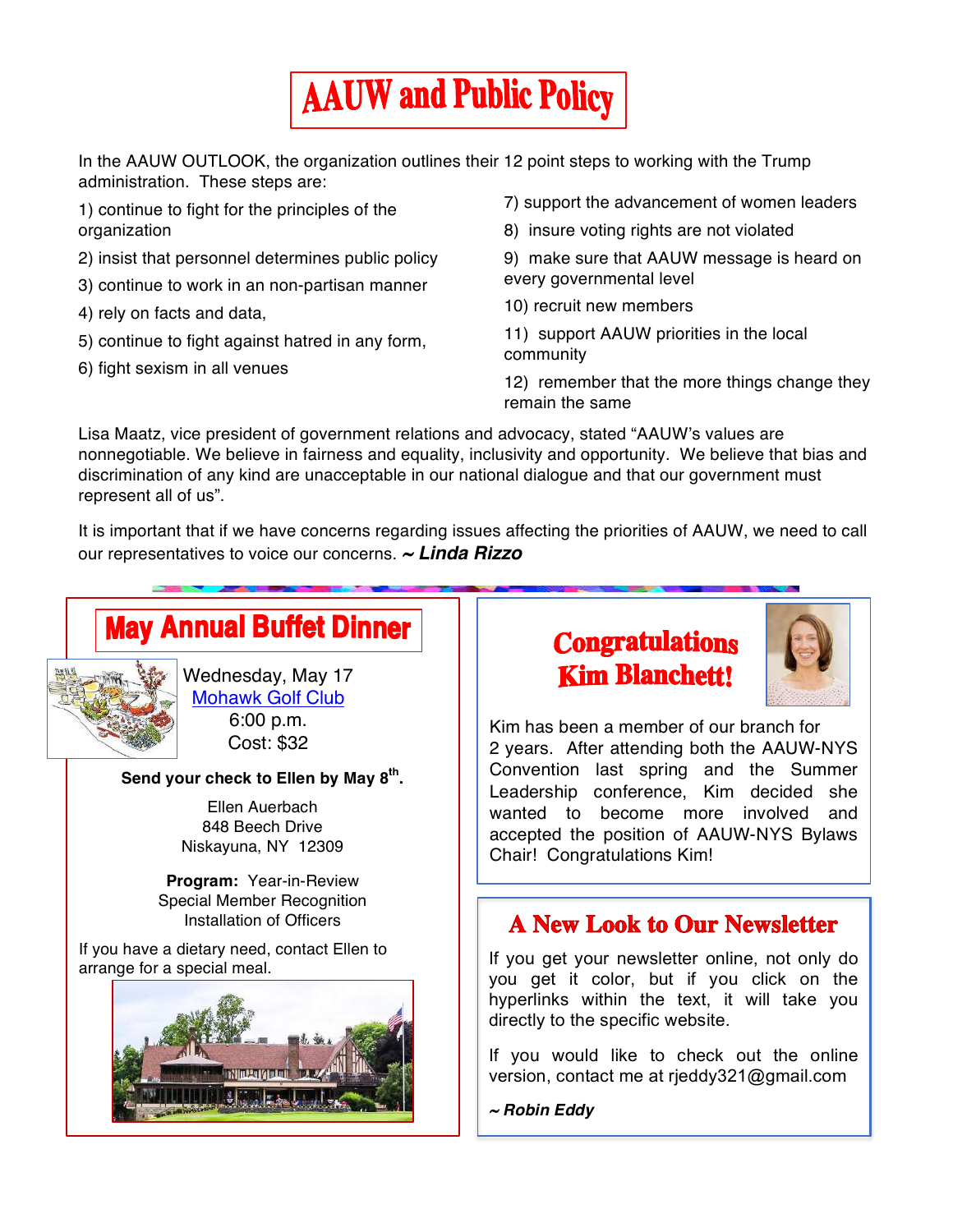# AAUW and Public Policy

In the AAUW OUTLOOK, the organization outlines their 12 point steps to working with the Trump administration. These steps are:

1) continue to fight for the principles of the organization

2) insist that personnel determines public policy

3) continue to work in an non-partisan manner

4) rely on facts and data,

5) continue to fight against hatred in any form,

6) fight sexism in all venues

7) support the advancement of women leaders

8) insure voting rights are not violated

9) make sure that AAUW message is heard on every governmental level

10) recruit new members

11) support AAUW priorities in the local community

12) remember that the more things change they remain the same

Lisa Maatz, vice president of government relations and advocacy, stated "AAUW's values are nonnegotiable. We believe in fairness and equality, inclusivity and opportunity. We believe that bias and discrimination of any kind are unacceptable in our national dialogue and that our government must represent all of us".

It is important that if we have concerns regarding issues affecting the priorities of AAUW, we need to call our representatives to voice our concerns. ***~ Linda Rizzo***

## May Annual Buffet Dinner

Wednesday, May 17
Mohawk Golf Club
6:00 p.m.
Cost: $32

**Send your check to Ellen by May 8th.**

Ellen Auerbach
848 Beech Drive
Niskayuna, NY 12309

**Program:** Year-in-Review
Special Member Recognition
Installation of Officers

If you have a dietary need, contact Ellen to arrange for a special meal.

## Congratulations Kim Blanchett!

Kim has been a member of our branch for 2 years. After attending both the AAUW-NYS Convention last spring and the Summer Leadership conference, Kim decided she wanted to become more involved and accepted the position of AAUW-NYS Bylaws Chair! Congratulations Kim!

## A New Look to Our Newsletter

If you get your newsletter online, not only do you get it color, but if you click on the hyperlinks within the text, it will take you directly to the specific website.

If you would like to check out the online version, contact me at rjeddy321@gmail.com

***~ Robin Eddy***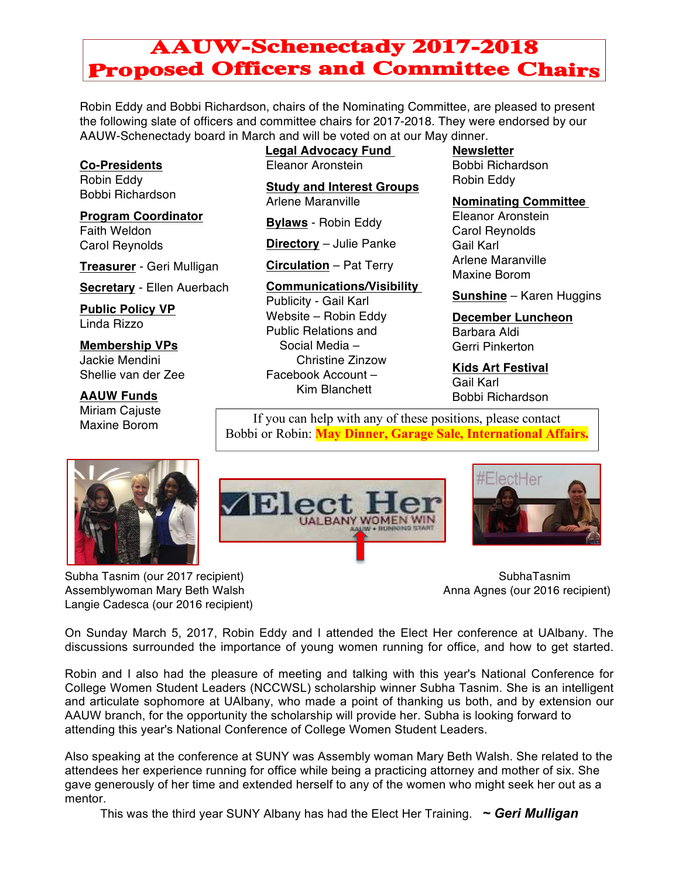# AAUW-Schenectady 2017-2018 Proposed Officers and Committee Chairs

Robin Eddy and Bobbi Richardson, chairs of the Nominating Committee, are pleased to present the following slate of officers and committee chairs for 2017-2018. They were endorsed by our AAUW-Schenectady board in March and will be voted on at our May dinner.

**Co-Presidents**
Robin Eddy
Bobbi Richardson

**Program Coordinator**
Faith Weldon
Carol Reynolds

**Treasurer** - Geri Mulligan

**Secretary** - Ellen Auerbach

**Public Policy VP**
Linda Rizzo

**Membership VPs**
Jackie Mendini
Shellie van der Zee

**AAUW Funds**
Miriam Cajuste
Maxine Borom

**Legal Advocacy Fund**
Eleanor Aronstein

**Study and Interest Groups**
Arlene Maranville

**Bylaws** - Robin Eddy

**Directory** – Julie Panke

**Circulation** – Pat Terry

**Communications/Visibility**
Publicity - Gail Karl
Website – Robin Eddy
Public Relations and Social Media – Christine Zinzow
Facebook Account – Kim Blanchett

**Newsletter**
Bobbi Richardson
Robin Eddy

**Nominating Committee**
Eleanor Aronstein
Carol Reynolds
Gail Karl
Arlene Maranville
Maxine Borom

**Sunshine** – Karen Huggins

**December Luncheon**
Barbara Aldi
Gerri Pinkerton

**Kids Art Festival**
Gail Karl
Bobbi Richardson

If you can help with any of these positions, please contact Bobbi or Robin: **May Dinner, Garage Sale, International Affairs.**

Subha Tasnim (our 2017 recipient)
Assemblywoman Mary Beth Walsh
Langie Cadesca (our 2016 recipient)

SubhaTasnim
Anna Agnes (our 2016 recipient)

On Sunday March 5, 2017, Robin Eddy and I attended the Elect Her conference at UAlbany. The discussions surrounded the importance of young women running for office, and how to get started.

Robin and I also had the pleasure of meeting and talking with this year's National Conference for College Women Student Leaders (NCCWSL) scholarship winner Subha Tasnim. She is an intelligent and articulate sophomore at UAlbany, who made a point of thanking us both, and by extension our AAUW branch, for the opportunity the scholarship will provide her. Subha is looking forward to attending this year's National Conference of College Women Student Leaders.

Also speaking at the conference at SUNY was Assembly woman Mary Beth Walsh. She related to the attendees her experience running for office while being a practicing attorney and mother of six. She gave generously of her time and extended herself to any of the women who might seek her out as a mentor.

This was the third year SUNY Albany has had the Elect Her Training. ***~ Geri Mulligan***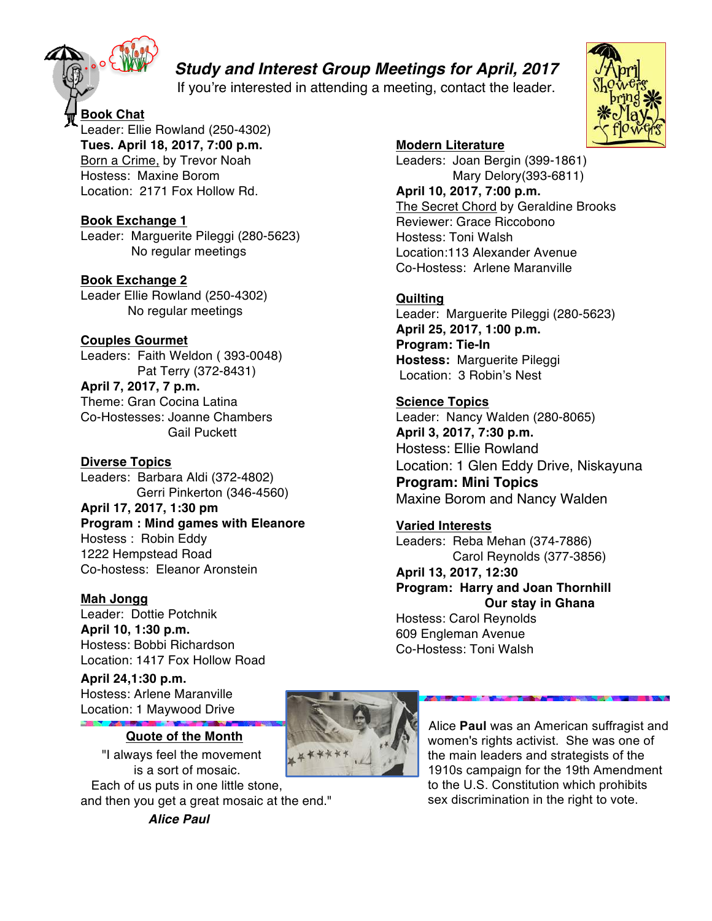# *Study and Interest Group Meetings for April, 2017*

If you're interested in attending a meeting, contact the leader.

**Book Chat**
Leader: Ellie Rowland (250-4302)
**Tues. April 18, 2017, 7:00 p.m.**
Born a Crime, by Trevor Noah
Hostess: Maxine Borom
Location: 2171 Fox Hollow Rd.

**Book Exchange 1**
Leader: Marguerite Pileggi (280-5623)
No regular meetings

**Book Exchange 2**
Leader Ellie Rowland (250-4302)
No regular meetings

**Couples Gourmet**
Leaders: Faith Weldon ( 393-0048)
Pat Terry (372-8431)
**April 7, 2017, 7 p.m.**
Theme: Gran Cocina Latina
Co-Hostesses: Joanne Chambers
Gail Puckett

**Diverse Topics**
Leaders: Barbara Aldi (372-4802)
Gerri Pinkerton (346-4560)
**April 17, 2017, 1:30 pm**
**Program : Mind games with Eleanore**
Hostess : Robin Eddy
1222 Hempstead Road
Co-hostess: Eleanor Aronstein

**Mah Jongg**
Leader: Dottie Potchnik
**April 10, 1:30 p.m.**
Hostess: Bobbi Richardson
Location: 1417 Fox Hollow Road
**April 24,1:30 p.m.**
Hostess: Arlene Maranville
Location: 1 Maywood Drive

**Modern Literature**
Leaders: Joan Bergin (399-1861)
Mary Delory(393-6811)
**April 10, 2017, 7:00 p.m.**
The Secret Chord by Geraldine Brooks
Reviewer: Grace Riccobono
Hostess: Toni Walsh
Location:113 Alexander Avenue
Co-Hostess: Arlene Maranville

**Quilting**
Leader: Marguerite Pileggi (280-5623)
**April 25, 2017, 1:00 p.m.**
**Program: Tie-In**
**Hostess:** Marguerite Pileggi
Location: 3 Robin's Nest

**Science Topics**
Leader: Nancy Walden (280-8065)
**April 3, 2017, 7:30 p.m.**
Hostess: Ellie Rowland
Location: 1 Glen Eddy Drive, Niskayuna
**Program: Mini Topics**
Maxine Borom and Nancy Walden

**Varied Interests**
Leaders: Reba Mehan (374-7886)
Carol Reynolds (377-3856)
**April 13, 2017, 12:30**
**Program: Harry and Joan Thornhill**
**Our stay in Ghana**
Hostess: Carol Reynolds
609 Engleman Avenue
Co-Hostess: Toni Walsh

**Quote of the Month**

"I always feel the movement
is a sort of mosaic.
Each of us puts in one little stone,
and then you get a great mosaic at the end."

***Alice Paul***

Alice **Paul** was an American suffragist and women's rights activist. She was one of the main leaders and strategists of the 1910s campaign for the 19th Amendment to the U.S. Constitution which prohibits sex discrimination in the right to vote.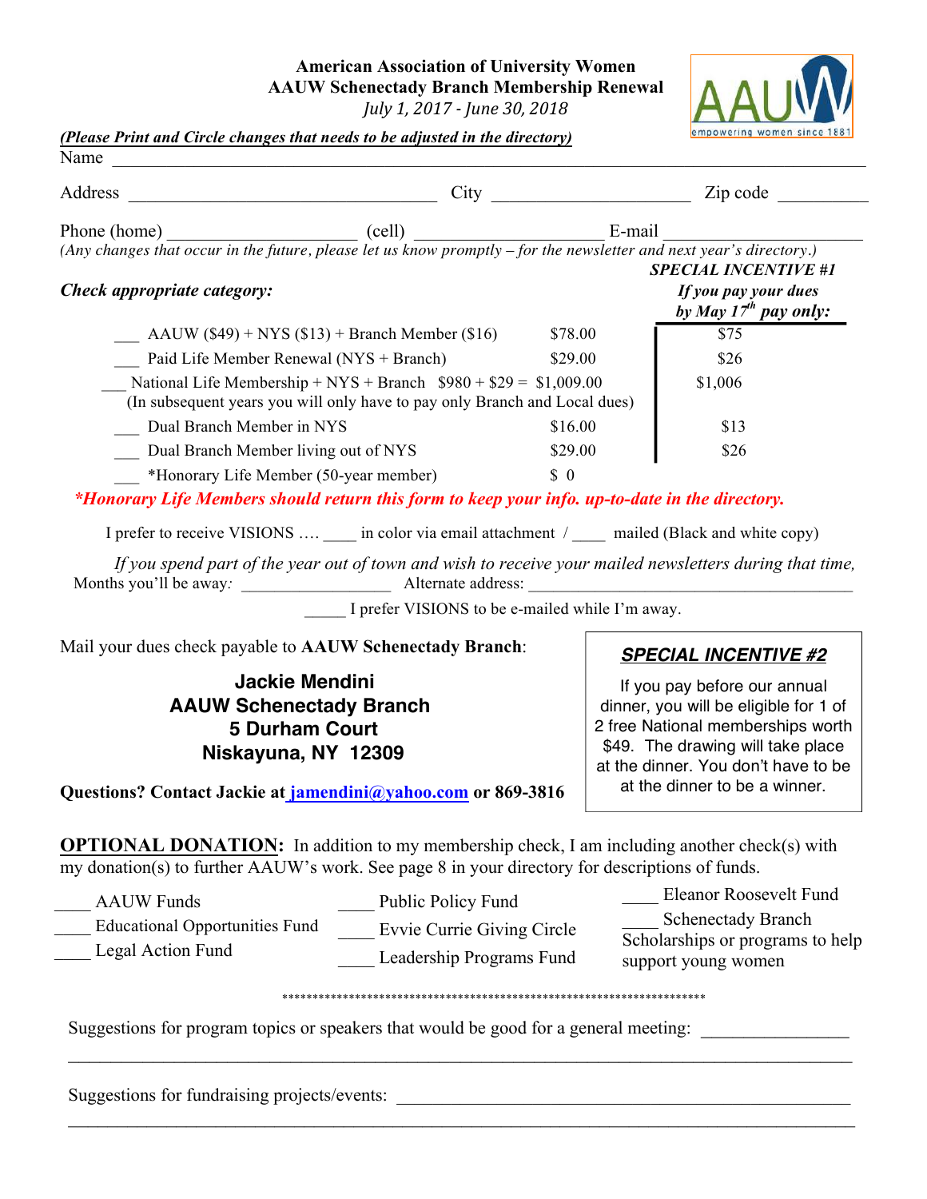**American Association of University Women**
**AAUW Schenectady Branch Membership Renewal**
*July 1, 2017 - June 30, 2018*

*(Please Print and Circle changes that needs to be adjusted in the directory)*

Name ______________________________________________________________________________

Address _________________________________ City ______________________ Zip code __________

Phone (home) ____________________ (cell) ____________________ E-mail ______________________

*(Any changes that occur in the future, please let us know promptly – for the newsletter and next year's directory.)*

***Check appropriate category:***

| Category | Amount | SPECIAL INCENTIVE #1 — If you pay your dues by May 17th pay only: |
|---|---|---|
| ___ AAUW ($49) + NYS ($13) + Branch Member ($16) | $78.00 | $75 |
| ___ Paid Life Member Renewal (NYS + Branch) | $29.00 | $26 |
| ___ National Life Membership + NYS + Branch $980 + $29 = | $1,009.00 | $1,006 |
| (In subsequent years you will only have to pay only Branch and Local dues) | | |
| ___ Dual Branch Member in NYS | $16.00 | $13 |
| ___ Dual Branch Member living out of NYS | $29.00 | $26 |
| ___ *Honorary Life Member (50-year member) | $ 0 | |

***Honorary Life Members should return this form to keep your info. up-to-date in the directory.**

I prefer to receive VISIONS …. ____ in color via email attachment / ____ mailed (Black and white copy)

*If you spend part of the year out of town and wish to receive your mailed newsletters during that time,*
Months you'll be away: _________________ Alternate address: ______________________________________

_____ I prefer VISIONS to be e-mailed while I'm away.

Mail your dues check payable to **AAUW Schenectady Branch**:

**Jackie Mendini**
**AAUW Schenectady Branch**
**5 Durham Court**
**Niskayuna, NY 12309**

**Questions? Contact Jackie at jamendini@yahoo.com or 869-3816**

***SPECIAL INCENTIVE #2***

If you pay before our annual dinner, you will be eligible for 1 of 2 free National memberships worth $49. The drawing will take place at the dinner. You don't have to be at the dinner to be a winner.

**OPTIONAL DONATION:** In addition to my membership check, I am including another check(s) with my donation(s) to further AAUW's work. See page 8 in your directory for descriptions of funds.

____ AAUW Funds
____ Educational Opportunities Fund
____ Legal Action Fund
____ Public Policy Fund
____ Evvie Currie Giving Circle
____ Leadership Programs Fund
____ Eleanor Roosevelt Fund
____ Schenectady Branch Scholarships or programs to help support young women

*************************************************************************

Suggestions for program topics or speakers that would be good for a general meeting: ________________
______________________________________________________________________________

Suggestions for fundraising projects/events: ________________________________________________
______________________________________________________________________________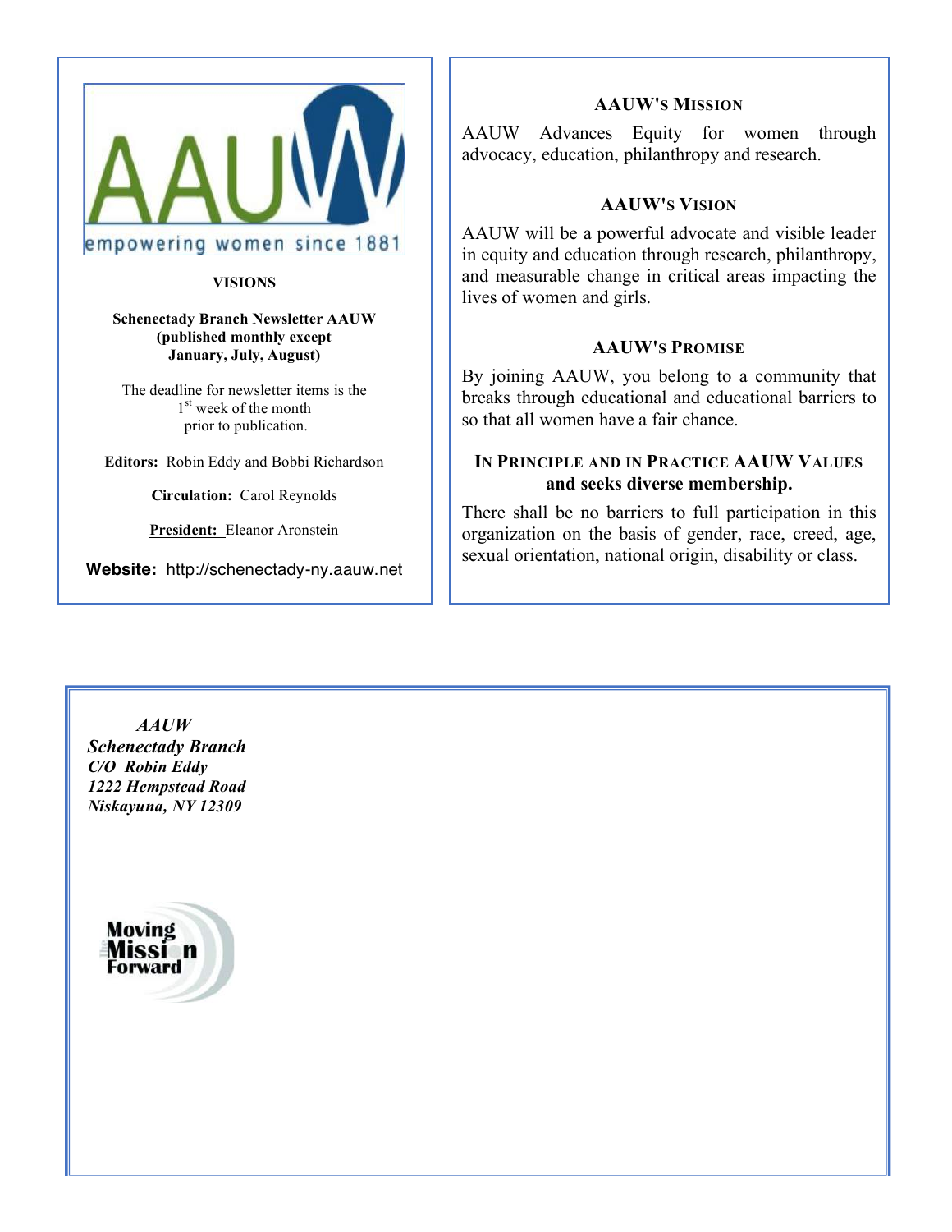AAUW

empowering women since 1881

**VISIONS**

**Schenectady Branch Newsletter AAUW (published monthly except January, July, August)**

The deadline for newsletter items is the 1st week of the month prior to publication.

**Editors:** Robin Eddy and Bobbi Richardson

**Circulation:** Carol Reynolds

**President:** Eleanor Aronstein

**Website:** http://schenectady-ny.aauw.net

### AAUW'S MISSION

AAUW Advances Equity for women through advocacy, education, philanthropy and research.

### AAUW'S VISION

AAUW will be a powerful advocate and visible leader in equity and education through research, philanthropy, and measurable change in critical areas impacting the lives of women and girls.

### AAUW'S PROMISE

By joining AAUW, you belong to a community that breaks through educational and educational barriers to so that all women have a fair chance.

### IN PRINCIPLE AND IN PRACTICE AAUW VALUES and seeks diverse membership.

There shall be no barriers to full participation in this organization on the basis of gender, race, creed, age, sexual orientation, national origin, disability or class.

***AAUW***
***Schenectady Branch***
***C/O Robin Eddy***
***1222 Hempstead Road***
***Niskayuna, NY 12309***

Moving The Mission Forward